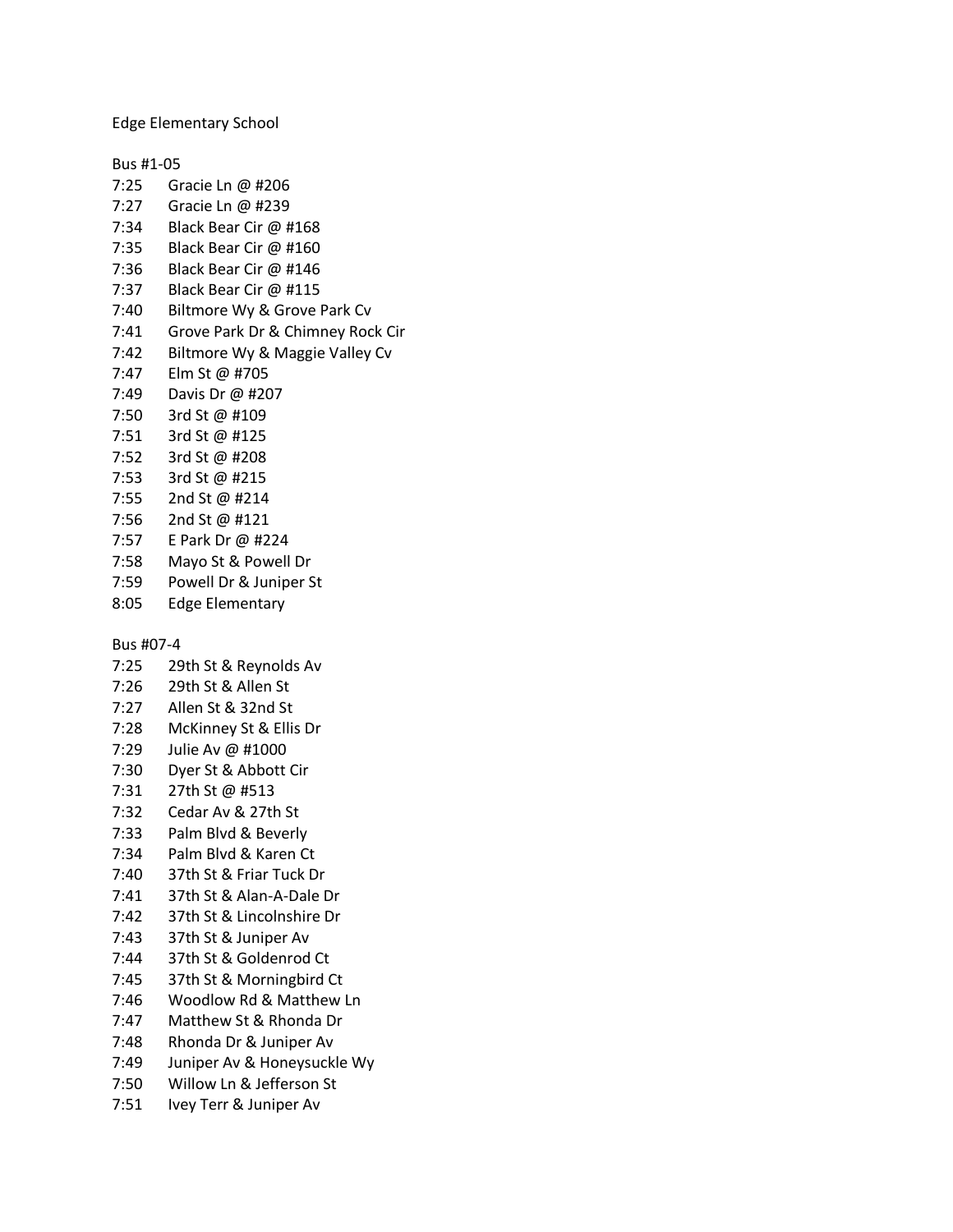Edge Elementary School

Bus #1-05

| | |
|---|---|
| 7:25 | Gracie Ln @ #206 |
| 7:27 | Gracie Ln @ #239 |
| 7:34 | Black Bear Cir @ #168 |
| 7:35 | Black Bear Cir @ #160 |
| 7:36 | Black Bear Cir @ #146 |
| 7:37 | Black Bear Cir @ #115 |
| 7:40 | Biltmore Wy & Grove Park Cv |
| 7:41 | Grove Park Dr & Chimney Rock Cir |
| 7:42 | Biltmore Wy & Maggie Valley Cv |
| 7:47 | Elm St @ #705 |
| 7:49 | Davis Dr @ #207 |
| 7:50 | 3rd St @ #109 |
| 7:51 | 3rd St @ #125 |
| 7:52 | 3rd St @ #208 |
| 7:53 | 3rd St @ #215 |
| 7:55 | 2nd St @ #214 |
| 7:56 | 2nd St @ #121 |
| 7:57 | E Park Dr @ #224 |
| 7:58 | Mayo St & Powell Dr |
| 7:59 | Powell Dr & Juniper St |
| 8:05 | Edge Elementary |

Bus #07-4

| | |
|---|---|
| 7:25 | 29th St & Reynolds Av |
| 7:26 | 29th St & Allen St |
| 7:27 | Allen St & 32nd St |
| 7:28 | McKinney St & Ellis Dr |
| 7:29 | Julie Av @ #1000 |
| 7:30 | Dyer St & Abbott Cir |
| 7:31 | 27th St @ #513 |
| 7:32 | Cedar Av & 27th St |
| 7:33 | Palm Blvd & Beverly |
| 7:34 | Palm Blvd & Karen Ct |
| 7:40 | 37th St & Friar Tuck Dr |
| 7:41 | 37th St & Alan-A-Dale Dr |
| 7:42 | 37th St & Lincolnshire Dr |
| 7:43 | 37th St & Juniper Av |
| 7:44 | 37th St & Goldenrod Ct |
| 7:45 | 37th St & Morningbird Ct |
| 7:46 | Woodlow Rd & Matthew Ln |
| 7:47 | Matthew St & Rhonda Dr |
| 7:48 | Rhonda Dr & Juniper Av |
| 7:49 | Juniper Av & Honeysuckle Wy |
| 7:50 | Willow Ln & Jefferson St |
| 7:51 | Ivey Terr & Juniper Av |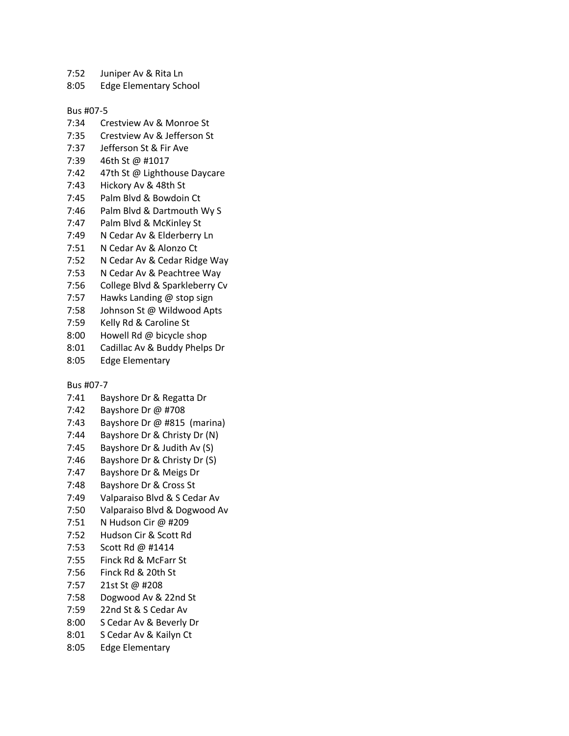7:52 Juniper Av & Rita Ln
8:05 Edge Elementary School

Bus #07-5

7:34 Crestview Av & Monroe St
7:35 Crestview Av & Jefferson St
7:37 Jefferson St & Fir Ave
7:39 46th St @ #1017
7:42 47th St @ Lighthouse Daycare
7:43 Hickory Av & 48th St
7:45 Palm Blvd & Bowdoin Ct
7:46 Palm Blvd & Dartmouth Wy S
7:47 Palm Blvd & McKinley St
7:49 N Cedar Av & Elderberry Ln
7:51 N Cedar Av & Alonzo Ct
7:52 N Cedar Av & Cedar Ridge Way
7:53 N Cedar Av & Peachtree Way
7:56 College Blvd & Sparkleberry Cv
7:57 Hawks Landing @ stop sign
7:58 Johnson St @ Wildwood Apts
7:59 Kelly Rd & Caroline St
8:00 Howell Rd @ bicycle shop
8:01 Cadillac Av & Buddy Phelps Dr
8:05 Edge Elementary

Bus #07-7

7:41 Bayshore Dr & Regatta Dr
7:42 Bayshore Dr @ #708
7:43 Bayshore Dr @ #815 (marina)
7:44 Bayshore Dr & Christy Dr (N)
7:45 Bayshore Dr & Judith Av (S)
7:46 Bayshore Dr & Christy Dr (S)
7:47 Bayshore Dr & Meigs Dr
7:48 Bayshore Dr & Cross St
7:49 Valparaiso Blvd & S Cedar Av
7:50 Valparaiso Blvd & Dogwood Av
7:51 N Hudson Cir @ #209
7:52 Hudson Cir & Scott Rd
7:53 Scott Rd @ #1414
7:55 Finck Rd & McFarr St
7:56 Finck Rd & 20th St
7:57 21st St @ #208
7:58 Dogwood Av & 22nd St
7:59 22nd St & S Cedar Av
8:00 S Cedar Av & Beverly Dr
8:01 S Cedar Av & Kailyn Ct
8:05 Edge Elementary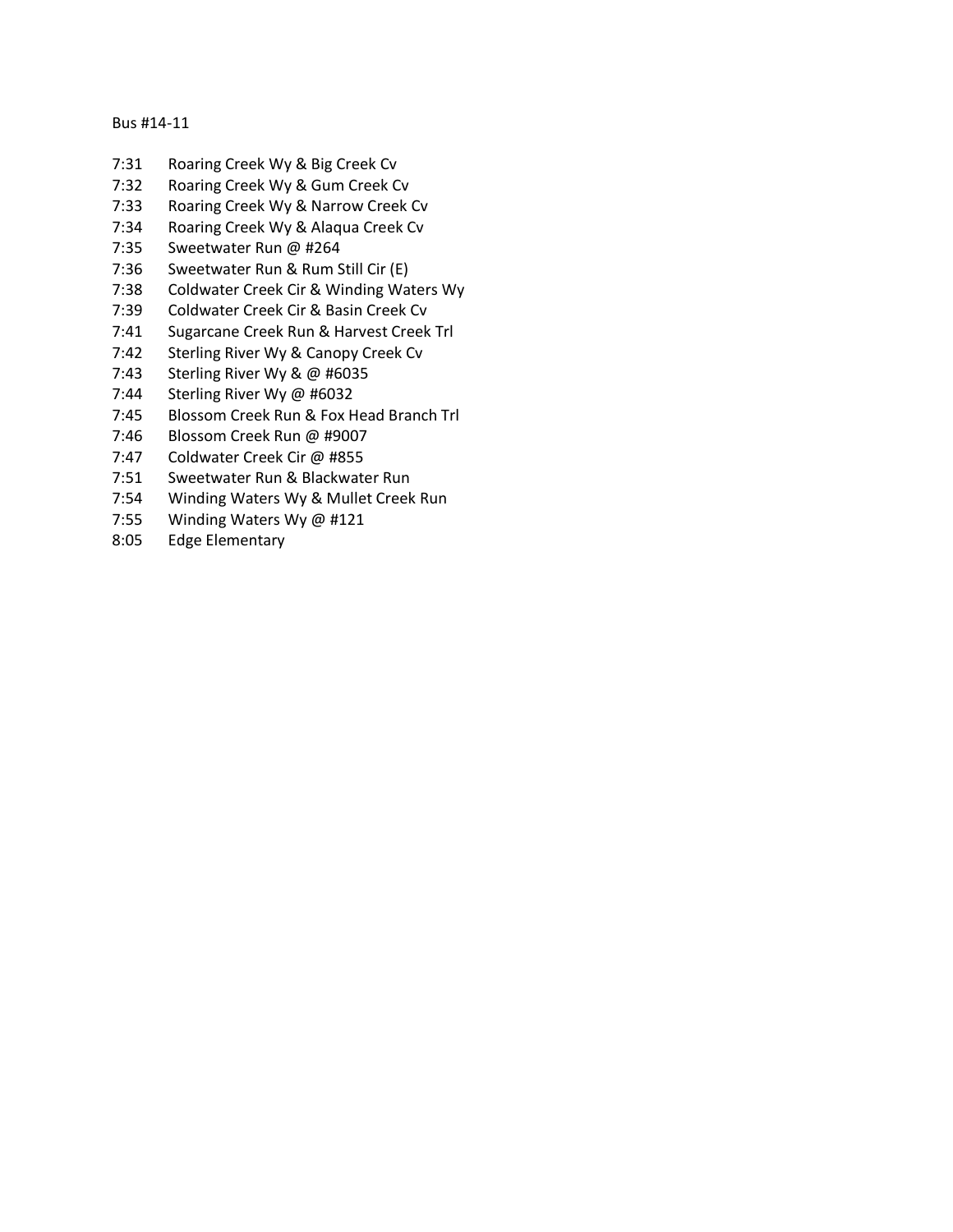Bus #14-11

| | |
|---|---|
| 7:31 | Roaring Creek Wy & Big Creek Cv |
| 7:32 | Roaring Creek Wy & Gum Creek Cv |
| 7:33 | Roaring Creek Wy & Narrow Creek Cv |
| 7:34 | Roaring Creek Wy & Alaqua Creek Cv |
| 7:35 | Sweetwater Run @ #264 |
| 7:36 | Sweetwater Run & Rum Still Cir (E) |
| 7:38 | Coldwater Creek Cir & Winding Waters Wy |
| 7:39 | Coldwater Creek Cir & Basin Creek Cv |
| 7:41 | Sugarcane Creek Run & Harvest Creek Trl |
| 7:42 | Sterling River Wy & Canopy Creek Cv |
| 7:43 | Sterling River Wy & @ #6035 |
| 7:44 | Sterling River Wy @ #6032 |
| 7:45 | Blossom Creek Run & Fox Head Branch Trl |
| 7:46 | Blossom Creek Run @ #9007 |
| 7:47 | Coldwater Creek Cir @ #855 |
| 7:51 | Sweetwater Run & Blackwater Run |
| 7:54 | Winding Waters Wy & Mullet Creek Run |
| 7:55 | Winding Waters Wy @ #121 |
| 8:05 | Edge Elementary |